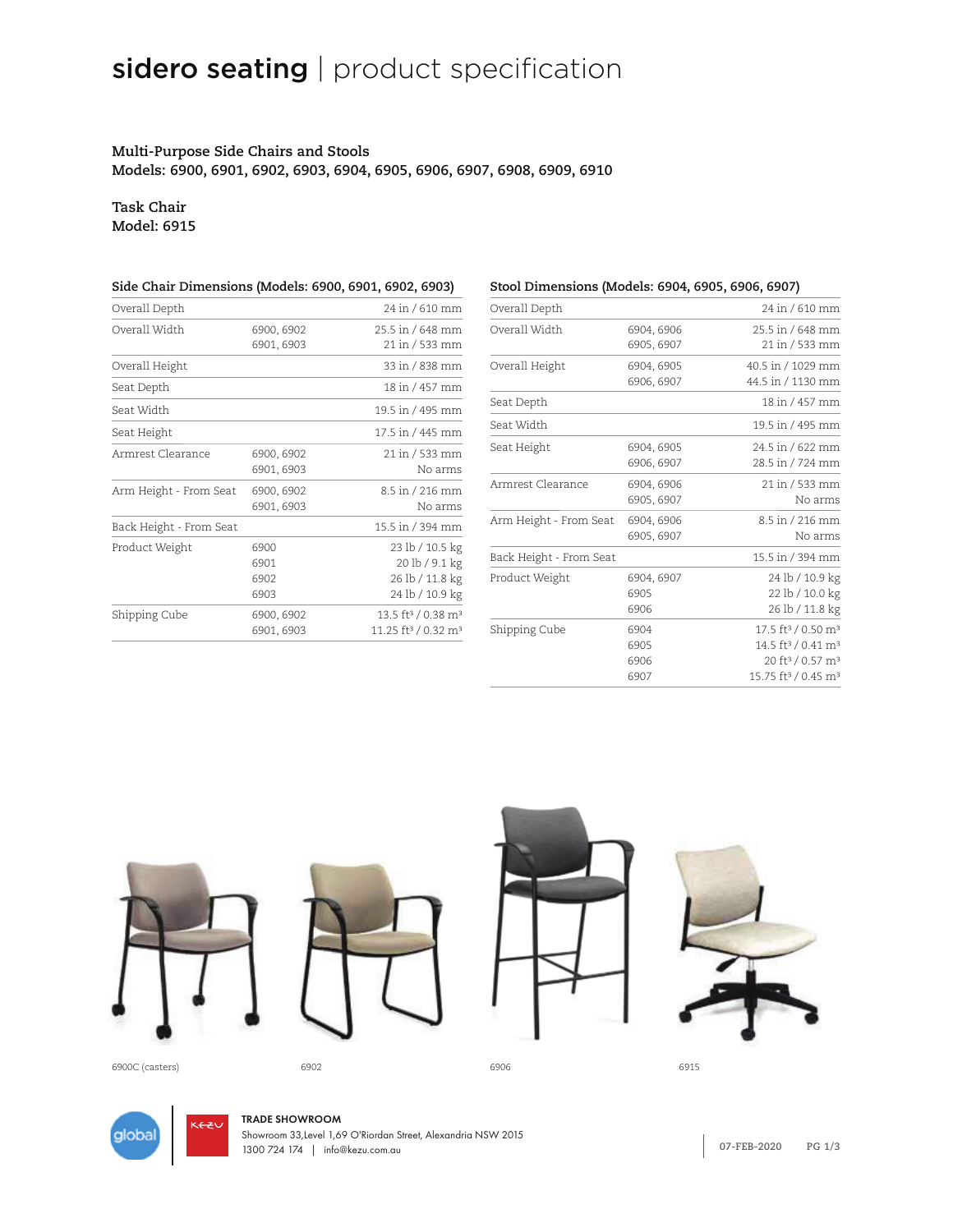# sidero seating | product specification

**Multi-Purpose Side Chairs and Stools**
**Models: 6900, 6901, 6902, 6903, 6904, 6905, 6906, 6907, 6908, 6909, 6910**

**Task Chair**
**Model: 6915**

### Side Chair Dimensions (Models: 6900, 6901, 6902, 6903)

| | | |
|---|---|---|
| Overall Depth | | 24 in / 610 mm |
| Overall Width | 6900, 6902 | 25.5 in / 648 mm |
| | 6901, 6903 | 21 in / 533 mm |
| Overall Height | | 33 in / 838 mm |
| Seat Depth | | 18 in / 457 mm |
| Seat Width | | 19.5 in / 495 mm |
| Seat Height | | 17.5 in / 445 mm |
| Armrest Clearance | 6900, 6902 | 21 in / 533 mm |
| | 6901, 6903 | No arms |
| Arm Height - From Seat | 6900, 6902 | 8.5 in / 216 mm |
| | 6901, 6903 | No arms |
| Back Height - From Seat | | 15.5 in / 394 mm |
| Product Weight | 6900 | 23 lb / 10.5 kg |
| | 6901 | 20 lb / 9.1 kg |
| | 6902 | 26 lb / 11.8 kg |
| | 6903 | 24 lb / 10.9 kg |
| Shipping Cube | 6900, 6902 | 13.5 ft³ / 0.38 m³ |
| | 6901, 6903 | 11.25 ft³ / 0.32 m³ |

### Stool Dimensions (Models: 6904, 6905, 6906, 6907)

| | | |
|---|---|---|
| Overall Depth | | 24 in / 610 mm |
| Overall Width | 6904, 6906 | 25.5 in / 648 mm |
| | 6905, 6907 | 21 in / 533 mm |
| Overall Height | 6904, 6905 | 40.5 in / 1029 mm |
| | 6906, 6907 | 44.5 in / 1130 mm |
| Seat Depth | | 18 in / 457 mm |
| Seat Width | | 19.5 in / 495 mm |
| Seat Height | 6904, 6905 | 24.5 in / 622 mm |
| | 6906, 6907 | 28.5 in / 724 mm |
| Armrest Clearance | 6904, 6906 | 21 in / 533 mm |
| | 6905, 6907 | No arms |
| Arm Height - From Seat | 6904, 6906 | 8.5 in / 216 mm |
| | 6905, 6907 | No arms |
| Back Height - From Seat | | 15.5 in / 394 mm |
| Product Weight | 6904, 6907 | 24 lb / 10.9 kg |
| | 6905 | 22 lb / 10.0 kg |
| | 6906 | 26 lb / 11.8 kg |
| Shipping Cube | 6904 | 17.5 ft³ / 0.50 m³ |
| | 6905 | 14.5 ft³ / 0.41 m³ |
| | 6906 | 20 ft³ / 0.57 m³ |
| | 6907 | 15.75 ft³ / 0.45 m³ |

6900C (casters)

6902

6906

6915

**TRADE SHOWROOM**
Showroom 33,Level 1,69 O'Riordan Street, Alexandria NSW 2015
1300 724 174 | info@kezu.com.au

07-FEB-2020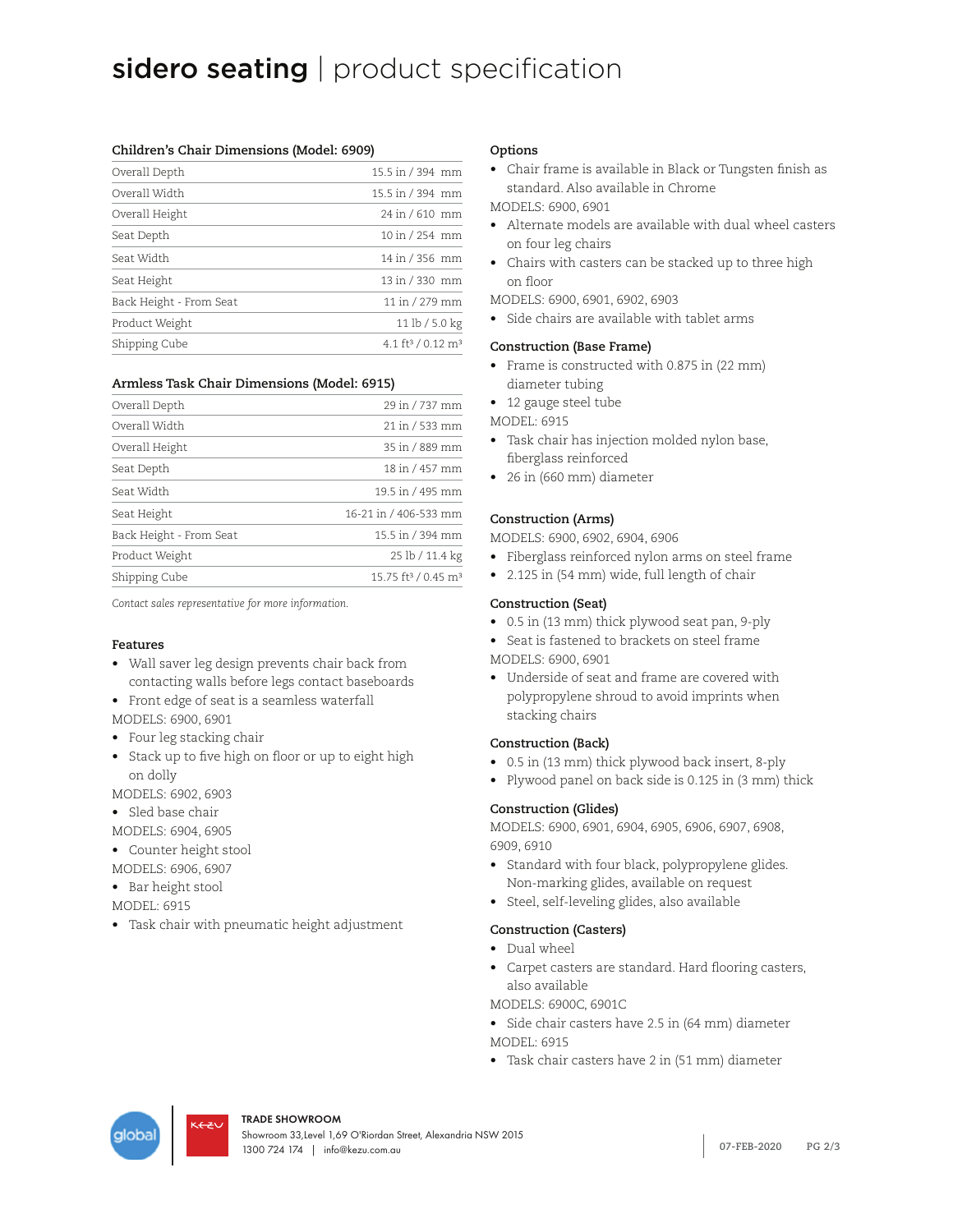# sidero seating | product specification

### Children's Chair Dimensions (Model: 6909)

| | |
|---|---|
| Overall Depth | 15.5 in / 394 mm |
| Overall Width | 15.5 in / 394 mm |
| Overall Height | 24 in / 610 mm |
| Seat Depth | 10 in / 254 mm |
| Seat Width | 14 in / 356 mm |
| Seat Height | 13 in / 330 mm |
| Back Height - From Seat | 11 in / 279 mm |
| Product Weight | 11 lb / 5.0 kg |
| Shipping Cube | 4.1 ft³ / 0.12 m³ |

### Armless Task Chair Dimensions (Model: 6915)

| | |
|---|---|
| Overall Depth | 29 in / 737 mm |
| Overall Width | 21 in / 533 mm |
| Overall Height | 35 in / 889 mm |
| Seat Depth | 18 in / 457 mm |
| Seat Width | 19.5 in / 495 mm |
| Seat Height | 16-21 in / 406-533 mm |
| Back Height - From Seat | 15.5 in / 394 mm |
| Product Weight | 25 lb / 11.4 kg |
| Shipping Cube | 15.75 ft³ / 0.45 m³ |

*Contact sales representative for more information.*

### Features

- Wall saver leg design prevents chair back from contacting walls before legs contact baseboards
- Front edge of seat is a seamless waterfall

MODELS: 6900, 6901

- Four leg stacking chair
- Stack up to five high on floor or up to eight high on dolly

MODELS: 6902, 6903

- Sled base chair

MODELS: 6904, 6905

- Counter height stool

MODELS: 6906, 6907

- Bar height stool

MODEL: 6915

- Task chair with pneumatic height adjustment

### Options

- Chair frame is available in Black or Tungsten finish as standard. Also available in Chrome

MODELS: 6900, 6901

- Alternate models are available with dual wheel casters on four leg chairs
- Chairs with casters can be stacked up to three high on floor

MODELS: 6900, 6901, 6902, 6903

- Side chairs are available with tablet arms

### Construction (Base Frame)

- Frame is constructed with 0.875 in (22 mm) diameter tubing
- 12 gauge steel tube

MODEL: 6915

- Task chair has injection molded nylon base, fiberglass reinforced
- 26 in (660 mm) diameter

### Construction (Arms)

MODELS: 6900, 6902, 6904, 6906

- Fiberglass reinforced nylon arms on steel frame
- 2.125 in (54 mm) wide, full length of chair

### Construction (Seat)

- 0.5 in (13 mm) thick plywood seat pan, 9-ply
- Seat is fastened to brackets on steel frame

MODELS: 6900, 6901

- Underside of seat and frame are covered with polypropylene shroud to avoid imprints when stacking chairs

### Construction (Back)

- 0.5 in (13 mm) thick plywood back insert, 8-ply
- Plywood panel on back side is 0.125 in (3 mm) thick

### Construction (Glides)

MODELS: 6900, 6901, 6904, 6905, 6906, 6907, 6908, 6909, 6910

- Standard with four black, polypropylene glides. Non-marking glides, available on request
- Steel, self-leveling glides, also available

### Construction (Casters)

- Dual wheel
- Carpet casters are standard. Hard flooring casters, also available

MODELS: 6900C, 6901C

- Side chair casters have 2.5 in (64 mm) diameter

MODEL: 6915

- Task chair casters have 2 in (51 mm) diameter

**TRADE SHOWROOM**
Showroom 33,Level 1,69 O'Riordan Street, Alexandria NSW 2015
1300 724 174 | info@kezu.com.au

07-FEB-2020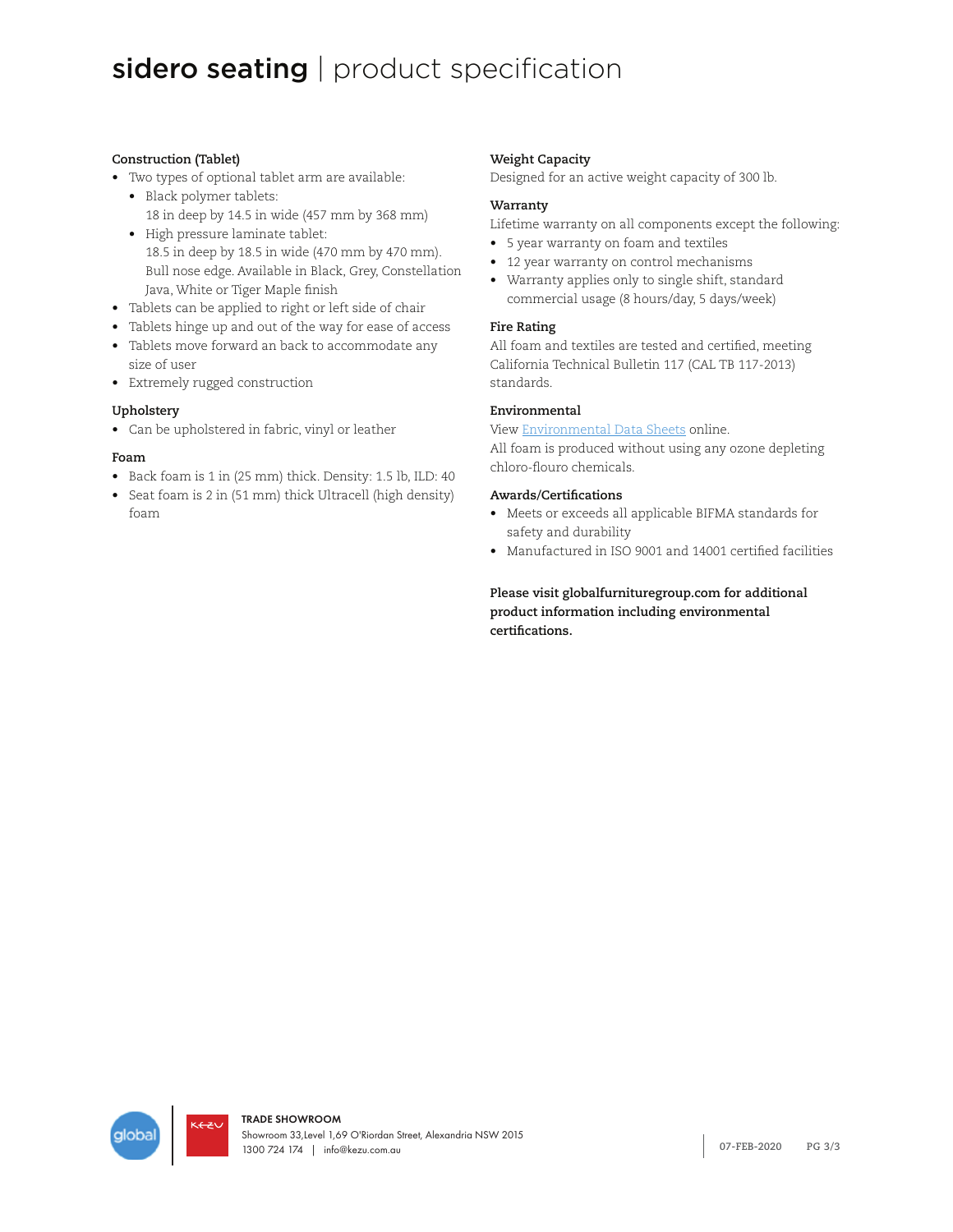# sidero seating | product specification

**Construction (Tablet)**

- Two types of optional tablet arm are available:
  - Black polymer tablets: 18 in deep by 14.5 in wide (457 mm by 368 mm)
  - High pressure laminate tablet: 18.5 in deep by 18.5 in wide (470 mm by 470 mm). Bull nose edge. Available in Black, Grey, Constellation Java, White or Tiger Maple finish
- Tablets can be applied to right or left side of chair
- Tablets hinge up and out of the way for ease of access
- Tablets move forward an back to accommodate any size of user
- Extremely rugged construction

**Upholstery**

- Can be upholstered in fabric, vinyl or leather

**Foam**

- Back foam is 1 in (25 mm) thick. Density: 1.5 lb, ILD: 40
- Seat foam is 2 in (51 mm) thick Ultracell (high density) foam

**Weight Capacity**

Designed for an active weight capacity of 300 lb.

**Warranty**

Lifetime warranty on all components except the following:

- 5 year warranty on foam and textiles
- 12 year warranty on control mechanisms
- Warranty applies only to single shift, standard commercial usage (8 hours/day, 5 days/week)

**Fire Rating**

All foam and textiles are tested and certified, meeting California Technical Bulletin 117 (CAL TB 117-2013) standards.

**Environmental**

View Environmental Data Sheets online.
All foam is produced without using any ozone depleting chloro-flouro chemicals.

**Awards/Certifications**

- Meets or exceeds all applicable BIFMA standards for safety and durability
- Manufactured in ISO 9001 and 14001 certified facilities

**Please visit globalfurnituregroup.com for additional product information including environmental certifications.**

TRADE SHOWROOM
Showroom 33,Level 1,69 O'Riordan Street, Alexandria NSW 2015
1300 724 174 | info@kezu.com.au

07-FEB-2020